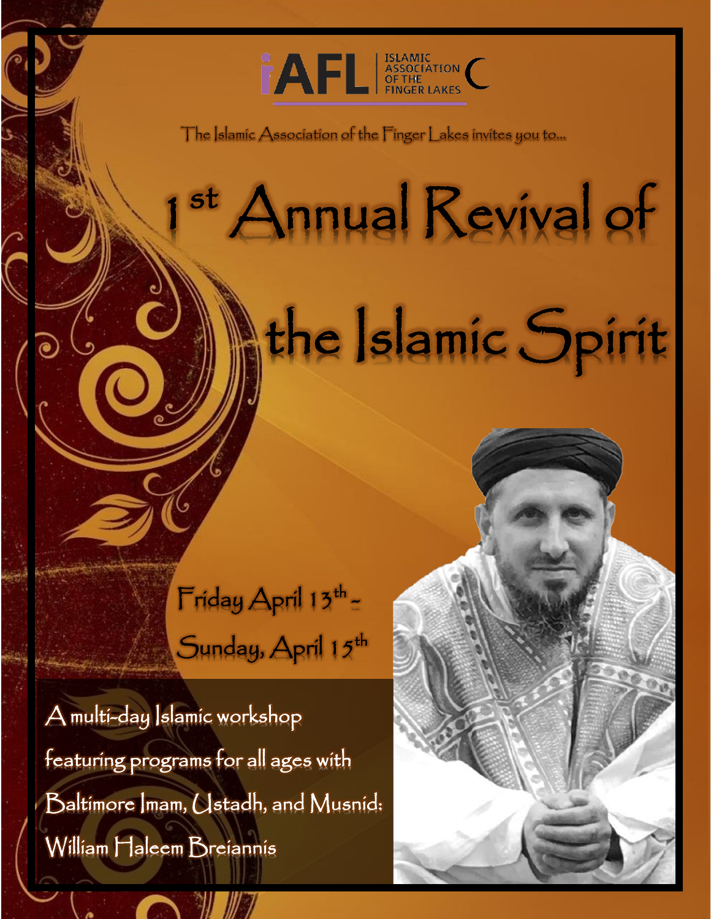iAFL | ISLAMIC ASSOCIATION OF THE FINGER LAKES

The Islamic Association of the Finger Lakes invites you to...

# 1st Annual Revival of the Islamic Spirit

Friday April 13th - Sunday, April 15th

A multi-day Islamic workshop featuring programs for all ages with Baltimore Imam, Ustadh, and Musnid: William Haleem Breiannis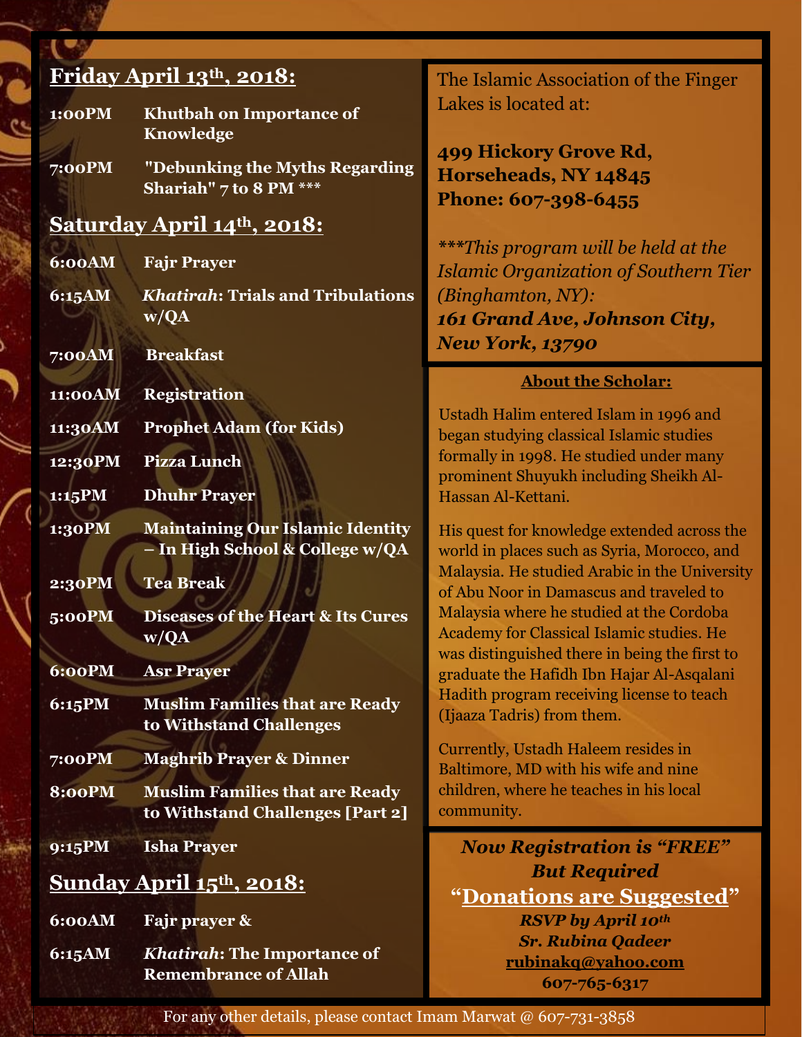## Friday April 13th, 2018:

| | |
|---|---|
| **1:00PM** | **Khutbah on Importance of Knowledge** |
| **7:00PM** | **"Debunking the Myths Regarding Shariah" 7 to 8 PM *** ** |

## Saturday April 14th, 2018:

| | |
|---|---|
| **6:00AM** | **Fajr Prayer** |
| **6:15AM** | ***Khatirah*: Trials and Tribulations w/QA** |
| **7:00AM** | **Breakfast** |
| **11:00AM** | **Registration** |
| **11:30AM** | **Prophet Adam (for Kids)** |
| **12:30PM** | **Pizza Lunch** |
| **1:15PM** | **Dhuhr Prayer** |
| **1:30PM** | **Maintaining Our Islamic Identity – In High School & College w/QA** |
| **2:30PM** | **Tea Break** |
| **5:00PM** | **Diseases of the Heart & Its Cures w/QA** |
| **6:00PM** | **Asr Prayer** |
| **6:15PM** | **Muslim Families that are Ready to Withstand Challenges** |
| **7:00PM** | **Maghrib Prayer & Dinner** |
| **8:00PM** | **Muslim Families that are Ready to Withstand Challenges [Part 2]** |
| **9:15PM** | **Isha Prayer** |

## Sunday April 15th, 2018:

| | |
|---|---|
| **6:00AM** | **Fajr prayer &** |
| **6:15AM** | ***Khatirah*: The Importance of Remembrance of Allah** |

The Islamic Association of the Finger Lakes is located at:

**499 Hickory Grove Rd, Horseheads, NY 14845**
**Phone: 607-398-6455**

****This program will be held at the Islamic Organization of Southern Tier (Binghamton, NY):***
***161 Grand Ave, Johnson City, New York, 13790***

**About the Scholar:**

Ustadh Halim entered Islam in 1996 and began studying classical Islamic studies formally in 1998. He studied under many prominent Shuyukh including Sheikh Al-Hassan Al-Kettani.

His quest for knowledge extended across the world in places such as Syria, Morocco, and Malaysia. He studied Arabic in the University of Abu Noor in Damascus and traveled to Malaysia where he studied at the Cordoba Academy for Classical Islamic studies. He was distinguished there in being the first to graduate the Hafidh Ibn Hajar Al-Asqalani Hadith program receiving license to teach (Ijaaza Tadris) from them.

Currently, Ustadh Haleem resides in Baltimore, MD with his wife and nine children, where he teaches in his local community.

***Now Registration is "FREE" But Required***
**"Donations are Suggested"**
***RSVP by April 10th***
***Sr. Rubina Qadeer***
**rubinakq@yahoo.com**
**607-765-6317**

For any other details, please contact Imam Marwat @ 607-731-3858